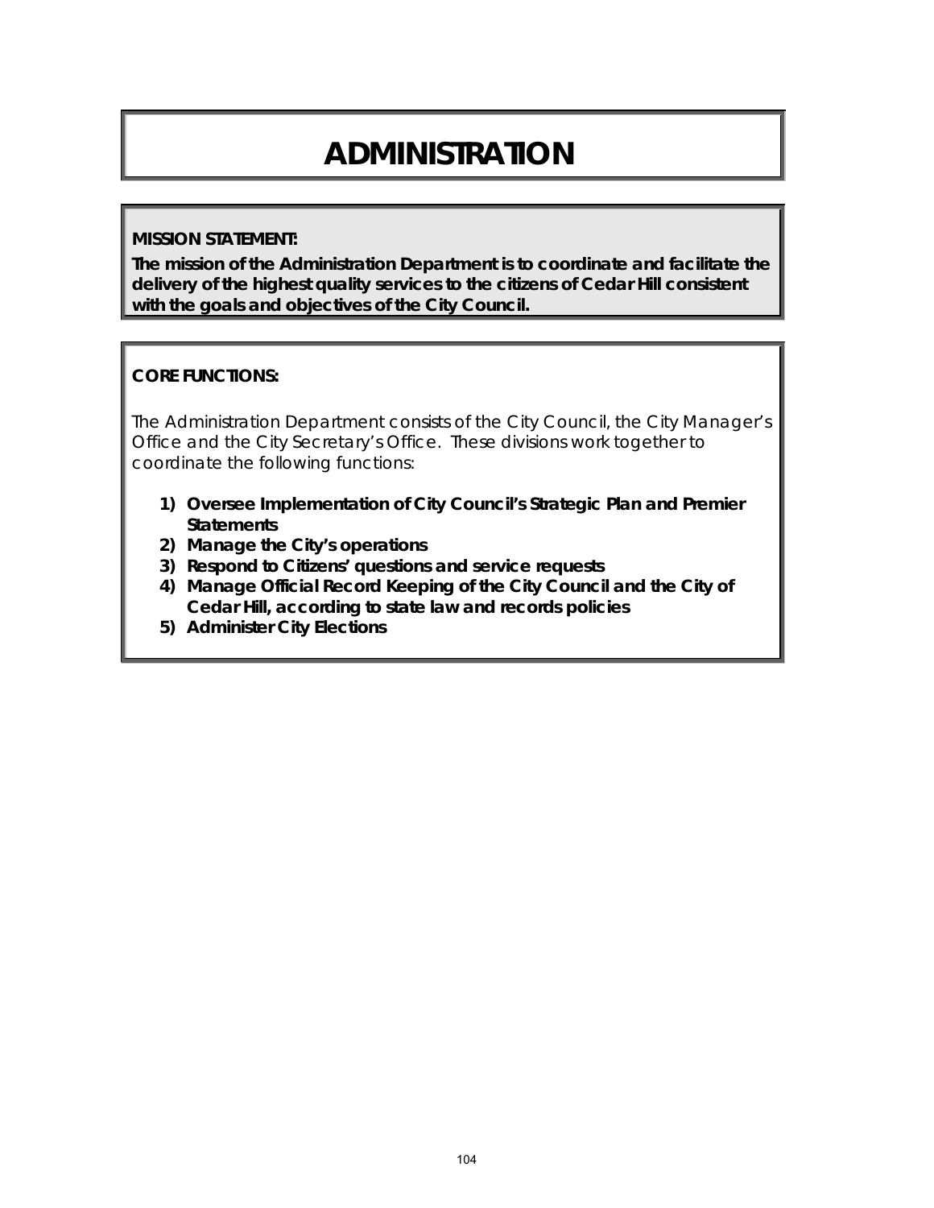# ADMINISTRATION

**MISSION STATEMENT:**

**The mission of the Administration Department is to coordinate and facilitate the delivery of the highest quality services to the citizens of Cedar Hill consistent with the goals and objectives of the City Council.**

**CORE FUNCTIONS:**

The Administration Department consists of the City Council, the City Manager's Office and the City Secretary's Office. These divisions work together to coordinate the following functions:

1) **Oversee Implementation of City Council's Strategic Plan and Premier Statements**
2) **Manage the City's operations**
3) **Respond to Citizens' questions and service requests**
4) **Manage Official Record Keeping of the City Council and the City of Cedar Hill, according to state law and records policies**
5) **Administer City Elections**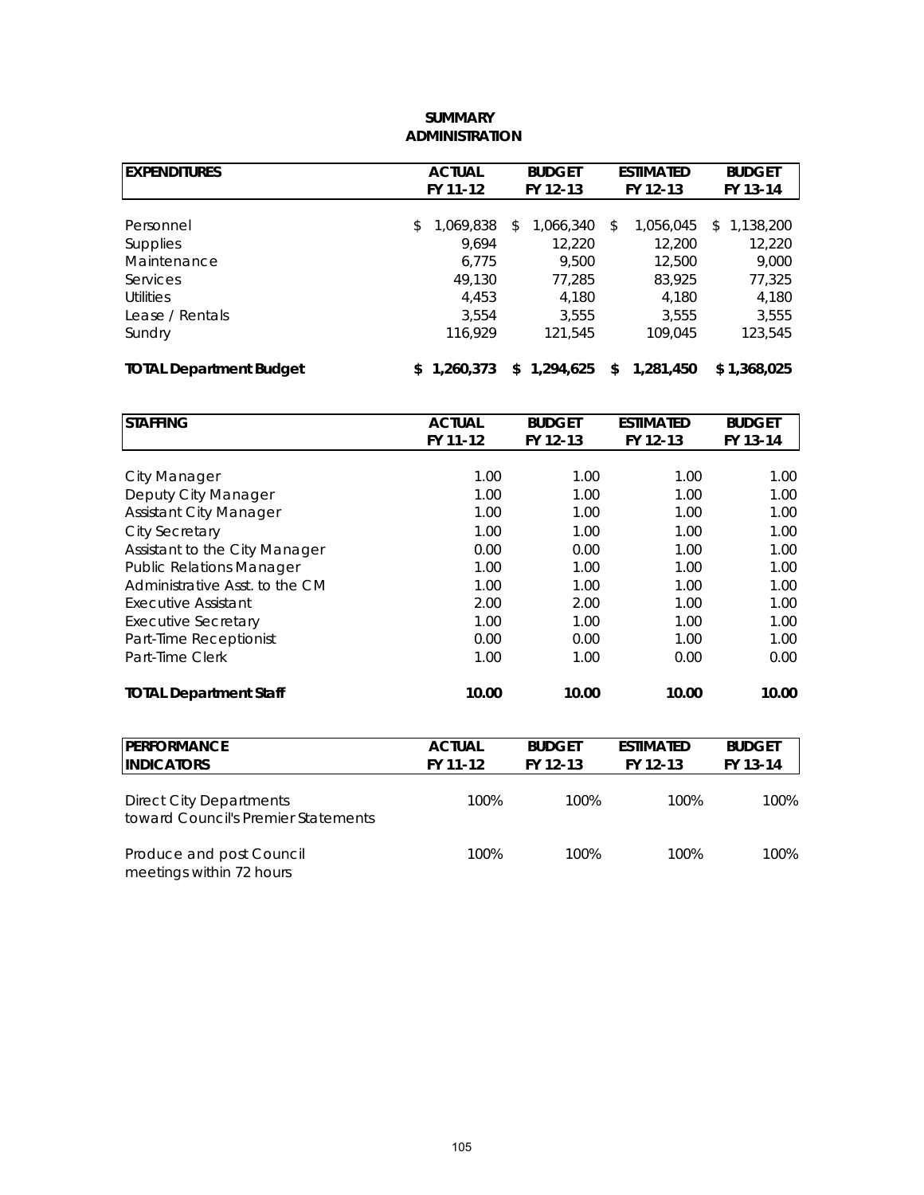# SUMMARY
## ADMINISTRATION

| EXPENDITURES | ACTUAL FY 11-12 | BUDGET FY 12-13 | ESTIMATED FY 12-13 | BUDGET FY 13-14 |
|---|---|---|---|---|
| Personnel | $ 1,069,838 | $ 1,066,340 | $ 1,056,045 | $ 1,138,200 |
| Supplies | 9,694 | 12,220 | 12,200 | 12,220 |
| Maintenance | 6,775 | 9,500 | 12,500 | 9,000 |
| Services | 49,130 | 77,285 | 83,925 | 77,325 |
| Utilities | 4,453 | 4,180 | 4,180 | 4,180 |
| Lease / Rentals | 3,554 | 3,555 | 3,555 | 3,555 |
| Sundry | 116,929 | 121,545 | 109,045 | 123,545 |
| **TOTAL Department Budget** | **$ 1,260,373** | **$ 1,294,625** | **$ 1,281,450** | **$ 1,368,025** |

| STAFFING | ACTUAL FY 11-12 | BUDGET FY 12-13 | ESTIMATED FY 12-13 | BUDGET FY 13-14 |
|---|---|---|---|---|
| City Manager | 1.00 | 1.00 | 1.00 | 1.00 |
| Deputy City Manager | 1.00 | 1.00 | 1.00 | 1.00 |
| Assistant City Manager | 1.00 | 1.00 | 1.00 | 1.00 |
| City Secretary | 1.00 | 1.00 | 1.00 | 1.00 |
| Assistant to the City Manager | 0.00 | 0.00 | 1.00 | 1.00 |
| Public Relations Manager | 1.00 | 1.00 | 1.00 | 1.00 |
| Administrative Asst. to the CM | 1.00 | 1.00 | 1.00 | 1.00 |
| Executive Assistant | 2.00 | 2.00 | 1.00 | 1.00 |
| Executive Secretary | 1.00 | 1.00 | 1.00 | 1.00 |
| Part-Time Receptionist | 0.00 | 0.00 | 1.00 | 1.00 |
| Part-Time Clerk | 1.00 | 1.00 | 0.00 | 0.00 |
| **TOTAL Department Staff** | **10.00** | **10.00** | **10.00** | **10.00** |

| PERFORMANCE INDICATORS | ACTUAL FY 11-12 | BUDGET FY 12-13 | ESTIMATED FY 12-13 | BUDGET FY 13-14 |
|---|---|---|---|---|
| Direct City Departments toward Council's Premier Statements | 100% | 100% | 100% | 100% |
| Produce and post Council meetings within 72 hours | 100% | 100% | 100% | 100% |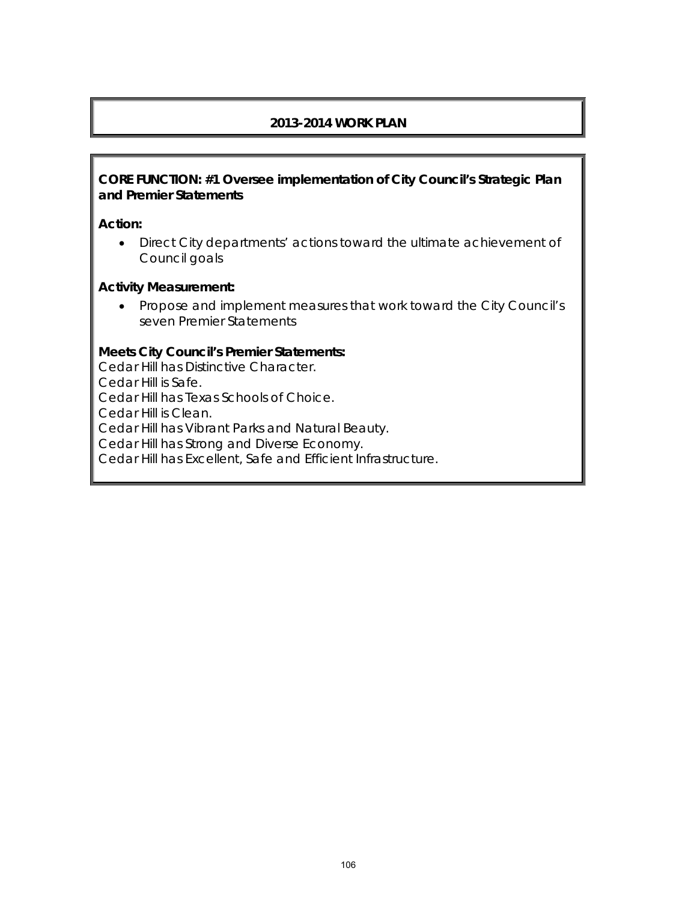## 2013-2014 WORK PLAN

**CORE FUNCTION: #1 Oversee implementation of City Council's Strategic Plan and Premier Statements**

**Action:**

- Direct City departments' actions toward the ultimate achievement of Council goals

**Activity Measurement:**

- Propose and implement measures that work toward the City Council's seven Premier Statements

**Meets City Council's Premier Statements:**

Cedar Hill has Distinctive Character.
Cedar Hill is Safe.
Cedar Hill has Texas Schools of Choice.
Cedar Hill is Clean.
Cedar Hill has Vibrant Parks and Natural Beauty.
Cedar Hill has Strong and Diverse Economy.
Cedar Hill has Excellent, Safe and Efficient Infrastructure.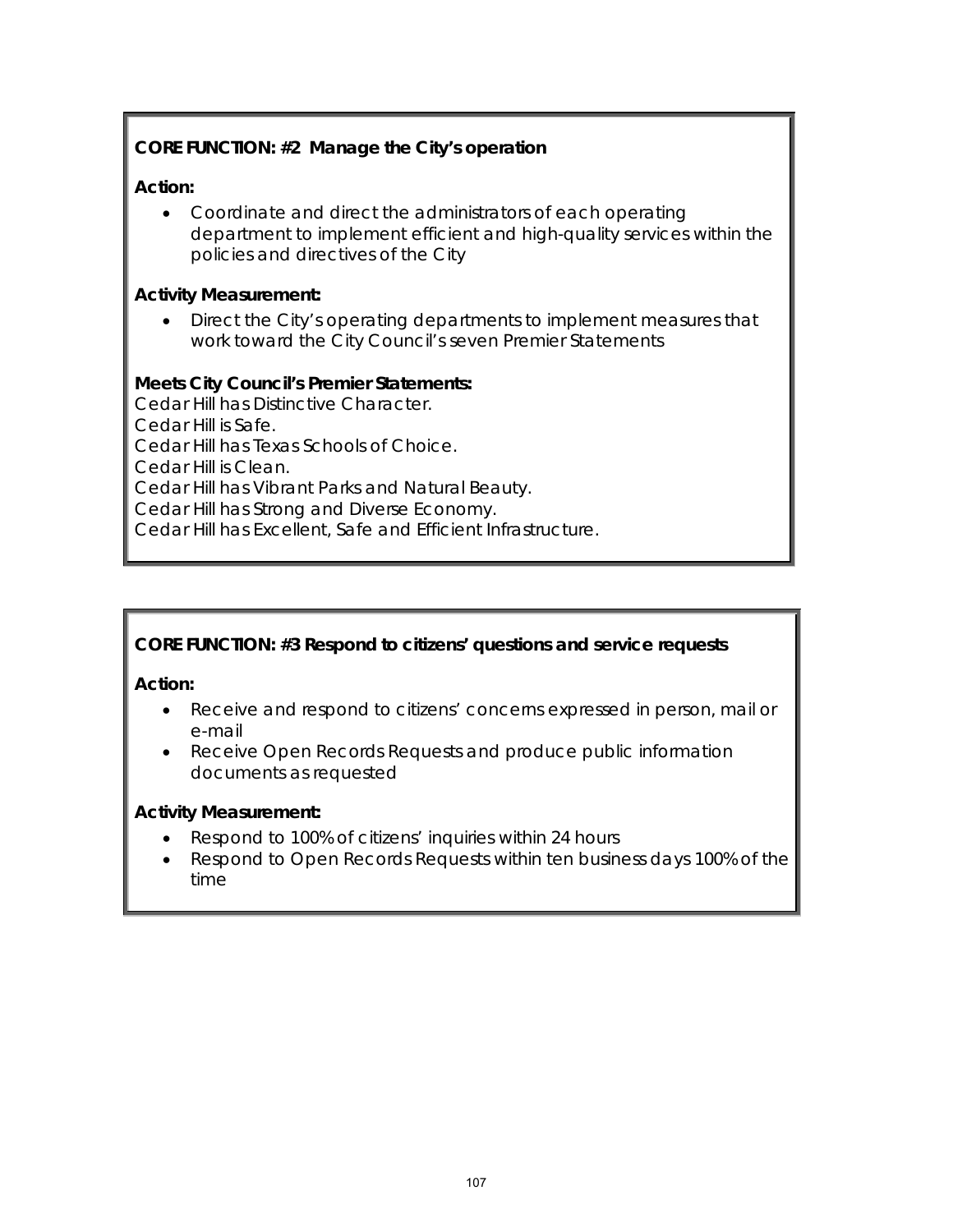**CORE FUNCTION: #2 Manage the City's operation**

**Action:**

- Coordinate and direct the administrators of each operating department to implement efficient and high-quality services within the policies and directives of the City

**Activity Measurement:**

- Direct the City's operating departments to implement measures that work toward the City Council's seven Premier Statements

**Meets City Council's Premier Statements:**

Cedar Hill has Distinctive Character.
Cedar Hill is Safe.
Cedar Hill has Texas Schools of Choice.
Cedar Hill is Clean.
Cedar Hill has Vibrant Parks and Natural Beauty.
Cedar Hill has Strong and Diverse Economy.
Cedar Hill has Excellent, Safe and Efficient Infrastructure.

**CORE FUNCTION: #3 Respond to citizens' questions and service requests**

**Action:**

- Receive and respond to citizens' concerns expressed in person, mail or e-mail
- Receive Open Records Requests and produce public information documents as requested

**Activity Measurement:**

- Respond to 100% of citizens' inquiries within 24 hours
- Respond to Open Records Requests within ten business days 100% of the time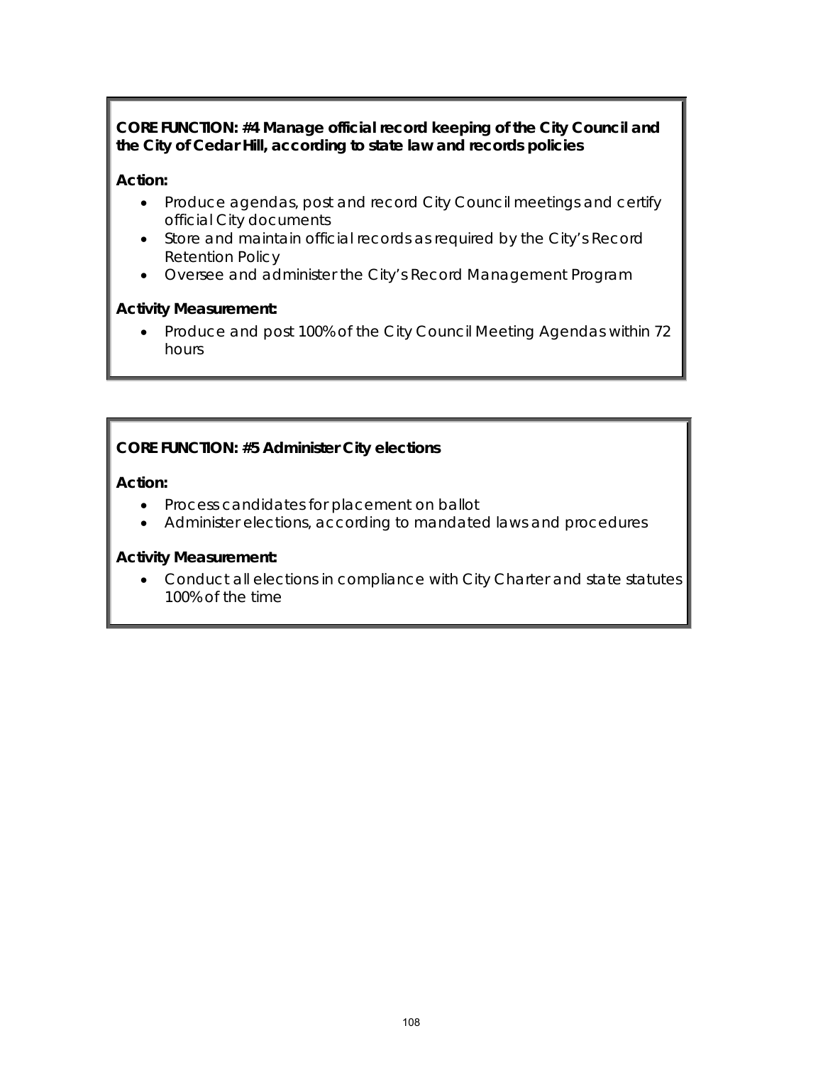**CORE FUNCTION: #4 Manage official record keeping of the City Council and the City of Cedar Hill, according to state law and records policies**

**Action:**

- Produce agendas, post and record City Council meetings and certify official City documents
- Store and maintain official records as required by the City's Record Retention Policy
- Oversee and administer the City's Record Management Program

**Activity Measurement:**

- Produce and post 100% of the City Council Meeting Agendas within 72 hours

**CORE FUNCTION: #5 Administer City elections**

**Action:**

- Process candidates for placement on ballot
- Administer elections, according to mandated laws and procedures

**Activity Measurement:**

- Conduct all elections in compliance with City Charter and state statutes 100% of the time